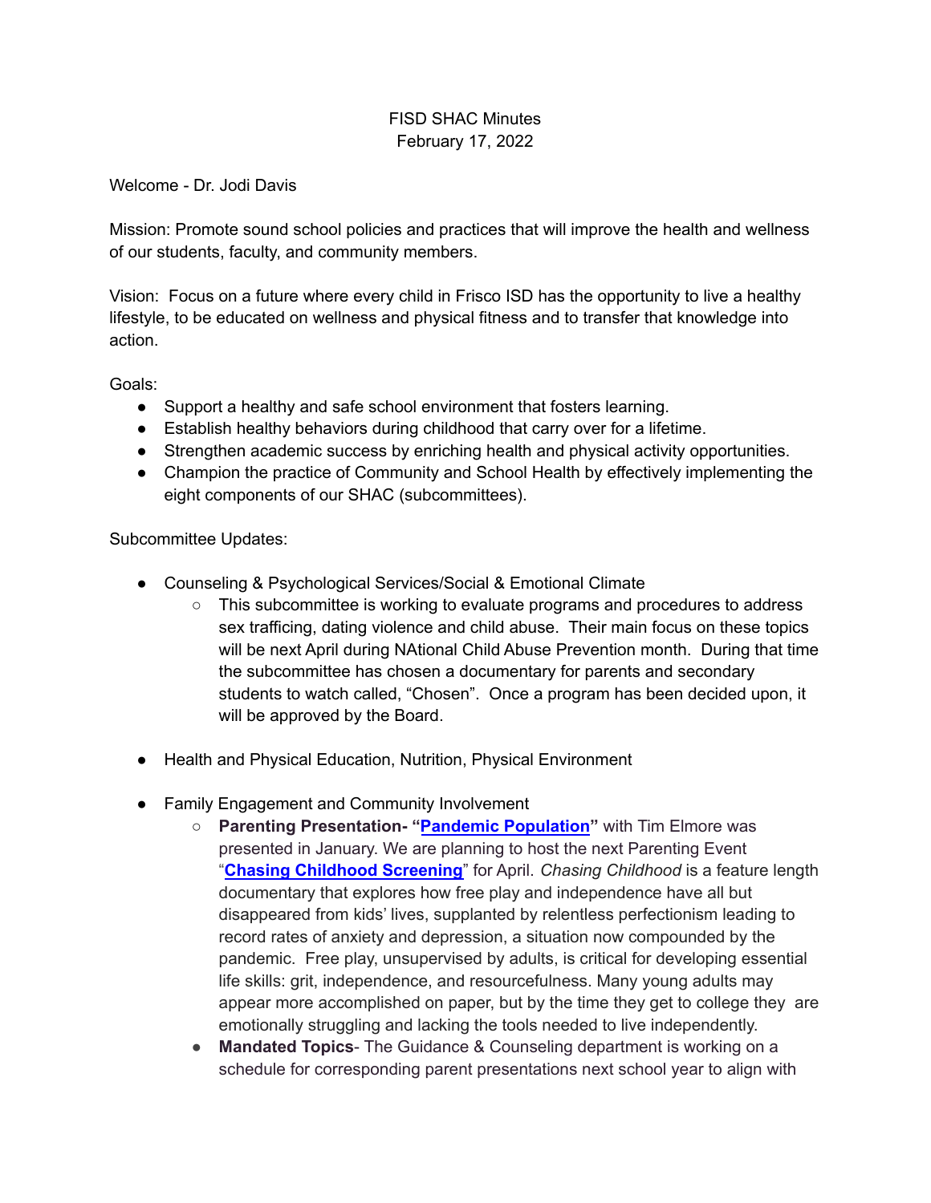FISD SHAC Minutes
February 17, 2022

Welcome - Dr. Jodi Davis

Mission: Promote sound school policies and practices that will improve the health and wellness of our students, faculty, and community members.

Vision: Focus on a future where every child in Frisco ISD has the opportunity to live a healthy lifestyle, to be educated on wellness and physical fitness and to transfer that knowledge into action.

Goals:

- Support a healthy and safe school environment that fosters learning.
- Establish healthy behaviors during childhood that carry over for a lifetime.
- Strengthen academic success by enriching health and physical activity opportunities.
- Champion the practice of Community and School Health by effectively implementing the eight components of our SHAC (subcommittees).

Subcommittee Updates:

- Counseling & Psychological Services/Social & Emotional Climate
  - This subcommittee is working to evaluate programs and procedures to address sex trafficing, dating violence and child abuse. Their main focus on these topics will be next April during NAtional Child Abuse Prevention month. During that time the subcommittee has chosen a documentary for parents and secondary students to watch called, "Chosen". Once a program has been decided upon, it will be approved by the Board.

- Health and Physical Education, Nutrition, Physical Environment

- Family Engagement and Community Involvement
  - **Parenting Presentation- "Pandemic Population"** with Tim Elmore was presented in January. We are planning to host the next Parenting Event "**Chasing Childhood Screening**" for April. *Chasing Childhood* is a feature length documentary that explores how free play and independence have all but disappeared from kids' lives, supplanted by relentless perfectionism leading to record rates of anxiety and depression, a situation now compounded by the pandemic. Free play, unsupervised by adults, is critical for developing essential life skills: grit, independence, and resourcefulness. Many young adults may appear more accomplished on paper, but by the time they get to college they are emotionally struggling and lacking the tools needed to live independently.
  - **Mandated Topics**- The Guidance & Counseling department is working on a schedule for corresponding parent presentations next school year to align with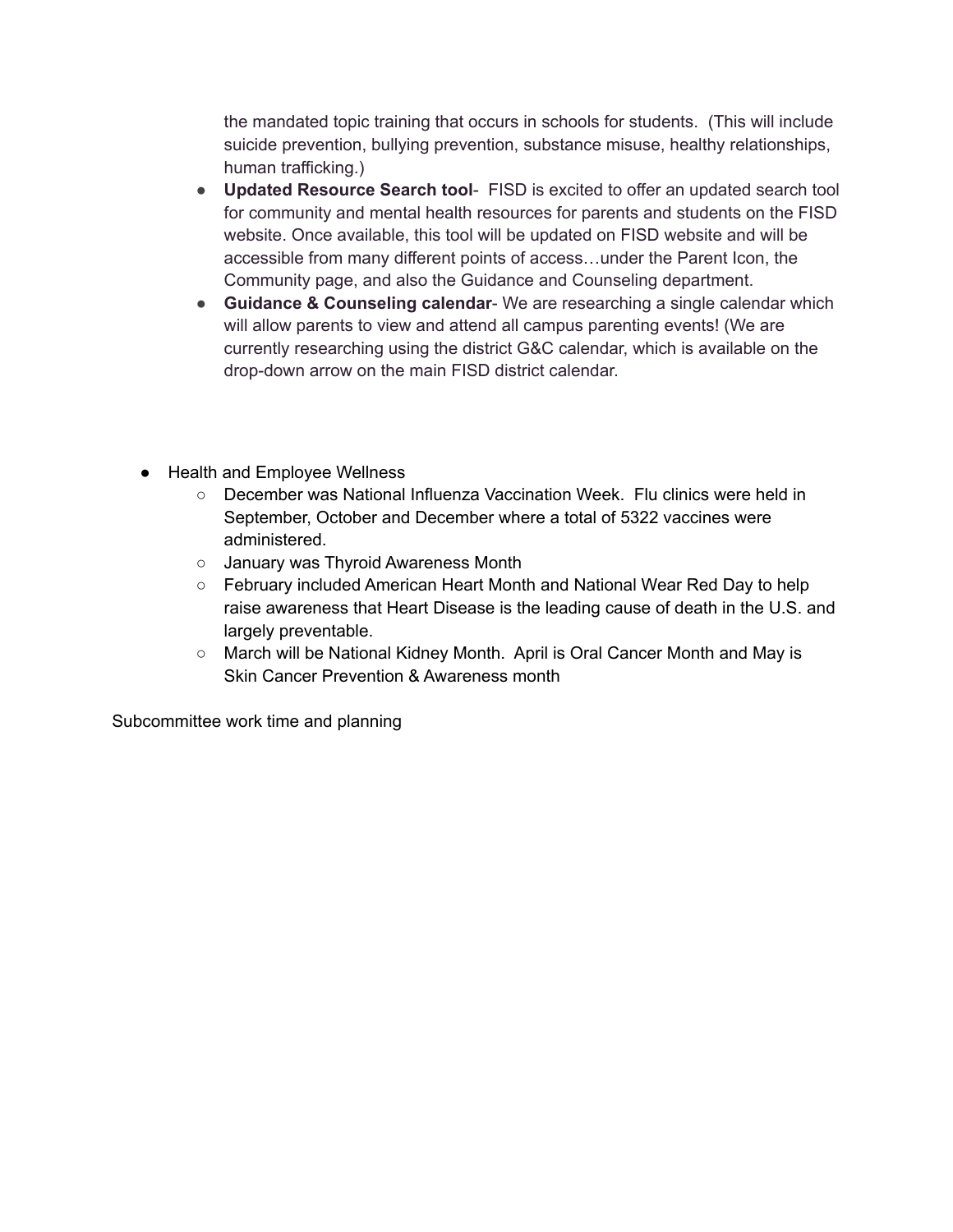the mandated topic training that occurs in schools for students.  (This will include suicide prevention, bullying prevention, substance misuse, healthy relationships, human trafficking.)

- **Updated Resource Search tool**-  FISD is excited to offer an updated search tool for community and mental health resources for parents and students on the FISD website. Once available, this tool will be updated on FISD website and will be accessible from many different points of access…under the Parent Icon, the Community page, and also the Guidance and Counseling department.
- **Guidance & Counseling calendar**- We are researching a single calendar which will allow parents to view and attend all campus parenting events! (We are currently researching using the district G&C calendar, which is available on the drop-down arrow on the main FISD district calendar.

- Health and Employee Wellness
    - December was National Influenza Vaccination Week.  Flu clinics were held in September, October and December where a total of 5322 vaccines were administered.
    - January was Thyroid Awareness Month
    - February included American Heart Month and National Wear Red Day to help raise awareness that Heart Disease is the leading cause of death in the U.S. and largely preventable.
    - March will be National Kidney Month.  April is Oral Cancer Month and May is Skin Cancer Prevention & Awareness month

Subcommittee work time and planning